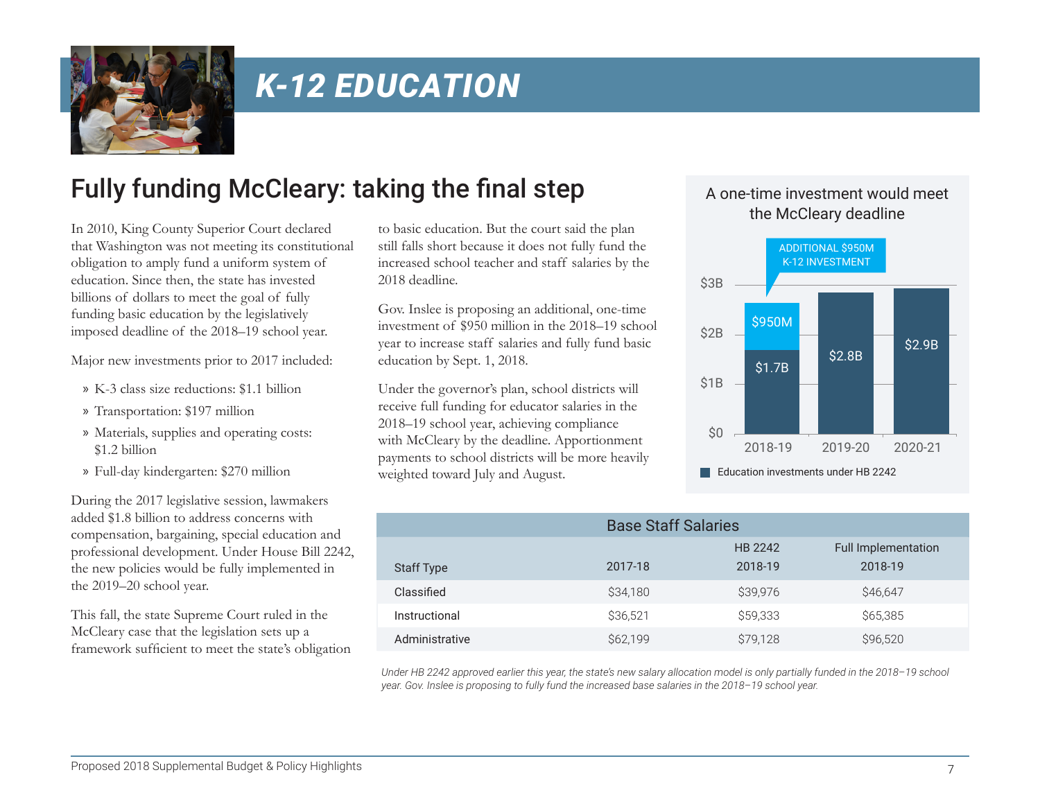# K-12 EDUCATION

## Fully funding McCleary: taking the final step

In 2010, King County Superior Court declared that Washington was not meeting its constitutional obligation to amply fund a uniform system of education. Since then, the state has invested billions of dollars to meet the goal of fully funding basic education by the legislatively imposed deadline of the 2018–19 school year.

Major new investments prior to 2017 included:

- K-3 class size reductions: $1.1 billion
- Transportation: $197 million
- Materials, supplies and operating costs: $1.2 billion
- Full-day kindergarten: $270 million

During the 2017 legislative session, lawmakers added $1.8 billion to address concerns with compensation, bargaining, special education and professional development. Under House Bill 2242, the new policies would be fully implemented in the 2019–20 school year.

This fall, the state Supreme Court ruled in the McCleary case that the legislation sets up a framework sufficient to meet the state's obligation to basic education. But the court said the plan still falls short because it does not fully fund the increased school teacher and staff salaries by the 2018 deadline.

Gov. Inslee is proposing an additional, one-time investment of $950 million in the 2018–19 school year to increase staff salaries and fully fund basic education by Sept. 1, 2018.

Under the governor's plan, school districts will receive full funding for educator salaries in the 2018–19 school year, achieving compliance with McCleary by the deadline. Apportionment payments to school districts will be more heavily weighted toward July and August.

**A one-time investment would meet the McCleary deadline**

| | 2018-19 | 2019-20 | 2020-21 |
|---|---|---|---|
| Education investments under HB 2242 | $1.7B | $2.8B | $2.9B |
| Additional $950M K-12 investment | $950M | | |

| Base Staff Salaries | | | |
|---|---|---|---|
| Staff Type | 2017-18 | HB 2242 2018-19 | Full Implementation 2018-19 |
| Classified | $34,180 | $39,976 | $46,647 |
| Instructional | $36,521 | $59,333 | $65,385 |
| Administrative | $62,199 | $79,128 | $96,520 |

*Under HB 2242 approved earlier this year, the state's new salary allocation model is only partially funded in the 2018–19 school year. Gov. Inslee is proposing to fully fund the increased base salaries in the 2018–19 school year.*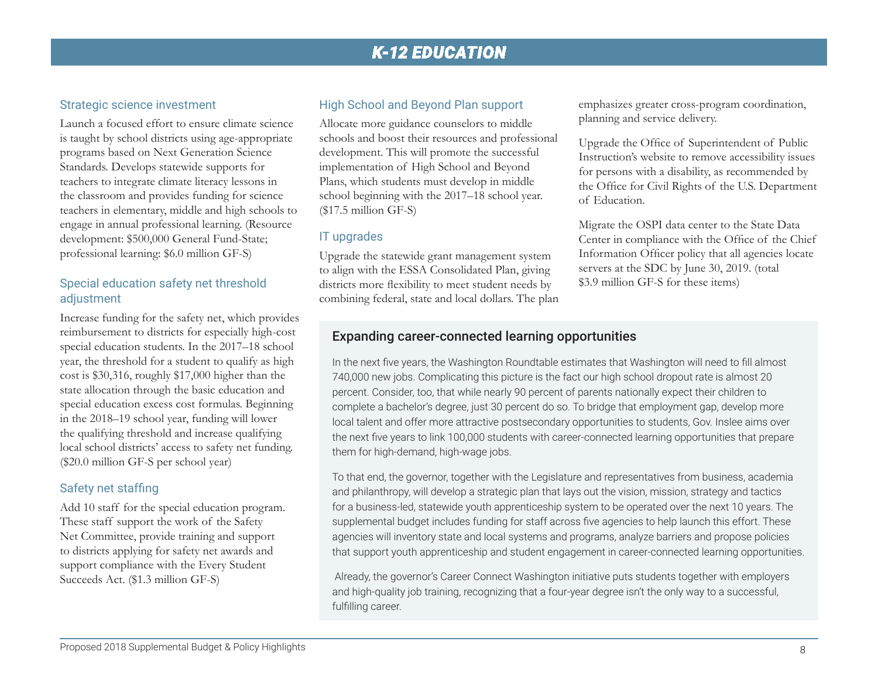# K-12 EDUCATION

### Strategic science investment

Launch a focused effort to ensure climate science is taught by school districts using age-appropriate programs based on Next Generation Science Standards. Develops statewide supports for teachers to integrate climate literacy lessons in the classroom and provides funding for science teachers in elementary, middle and high schools to engage in annual professional learning. (Resource development: $500,000 General Fund-State; professional learning: $6.0 million GF-S)

### Special education safety net threshold adjustment

Increase funding for the safety net, which provides reimbursement to districts for especially high-cost special education students. In the 2017–18 school year, the threshold for a student to qualify as high cost is $30,316, roughly $17,000 higher than the state allocation through the basic education and special education excess cost formulas. Beginning in the 2018–19 school year, funding will lower the qualifying threshold and increase qualifying local school districts' access to safety net funding. ($20.0 million GF-S per school year)

### Safety net staffing

Add 10 staff for the special education program. These staff support the work of the Safety Net Committee, provide training and support to districts applying for safety net awards and support compliance with the Every Student Succeeds Act. ($1.3 million GF-S)

### High School and Beyond Plan support

Allocate more guidance counselors to middle schools and boost their resources and professional development. This will promote the successful implementation of High School and Beyond Plans, which students must develop in middle school beginning with the 2017–18 school year. ($17.5 million GF-S)

### IT upgrades

Upgrade the statewide grant management system to align with the ESSA Consolidated Plan, giving districts more flexibility to meet student needs by combining federal, state and local dollars. The plan emphasizes greater cross-program coordination, planning and service delivery.

Upgrade the Office of Superintendent of Public Instruction's website to remove accessibility issues for persons with a disability, as recommended by the Office for Civil Rights of the U.S. Department of Education.

Migrate the OSPI data center to the State Data Center in compliance with the Office of the Chief Information Officer policy that all agencies locate servers at the SDC by June 30, 2019. (total $3.9 million GF-S for these items)

### Expanding career-connected learning opportunities

In the next five years, the Washington Roundtable estimates that Washington will need to fill almost 740,000 new jobs. Complicating this picture is the fact our high school dropout rate is almost 20 percent. Consider, too, that while nearly 90 percent of parents nationally expect their children to complete a bachelor's degree, just 30 percent do so. To bridge that employment gap, develop more local talent and offer more attractive postsecondary opportunities to students, Gov. Inslee aims over the next five years to link 100,000 students with career-connected learning opportunities that prepare them for high-demand, high-wage jobs.

To that end, the governor, together with the Legislature and representatives from business, academia and philanthropy, will develop a strategic plan that lays out the vision, mission, strategy and tactics for a business-led, statewide youth apprenticeship system to be operated over the next 10 years. The supplemental budget includes funding for staff across five agencies to help launch this effort. These agencies will inventory state and local systems and programs, analyze barriers and propose policies that support youth apprenticeship and student engagement in career-connected learning opportunities.

Already, the governor's Career Connect Washington initiative puts students together with employers and high-quality job training, recognizing that a four-year degree isn't the only way to a successful, fulfilling career.